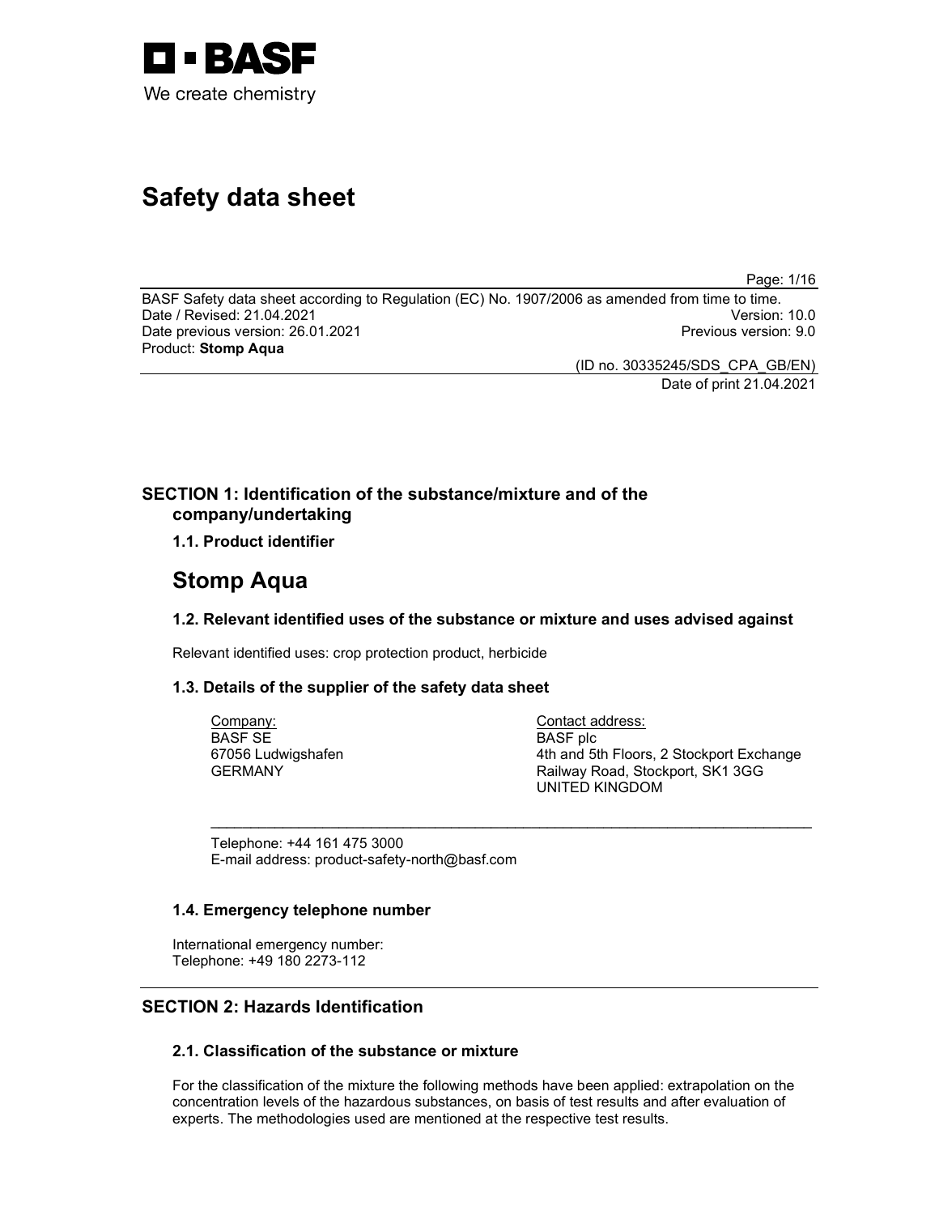BASF

We create chemistry

# Safety data sheet

BASF Safety data sheet according to Regulation (EC) No. 1907/2006 as amended from time to time.
Date / Revised: 21.04.2021 Version: 10.0
Date previous version: 26.01.2021 Previous version: 9.0
Product: **Stomp Aqua**

(ID no. 30335245/SDS_CPA_GB/EN)
Date of print 21.04.2021

## SECTION 1: Identification of the substance/mixture and of the company/undertaking

### 1.1. Product identifier

# Stomp Aqua

### 1.2. Relevant identified uses of the substance or mixture and uses advised against

Relevant identified uses: crop protection product, herbicide

### 1.3. Details of the supplier of the safety data sheet

Company:
BASF SE
67056 Ludwigshafen
GERMANY

Contact address:
BASF plc
4th and 5th Floors, 2 Stockport Exchange
Railway Road, Stockport, SK1 3GG
UNITED KINGDOM

Telephone: +44 161 475 3000
E-mail address: product-safety-north@basf.com

### 1.4. Emergency telephone number

International emergency number:
Telephone: +49 180 2273-112

## SECTION 2: Hazards Identification

### 2.1. Classification of the substance or mixture

For the classification of the mixture the following methods have been applied: extrapolation on the concentration levels of the hazardous substances, on basis of test results and after evaluation of experts. The methodologies used are mentioned at the respective test results.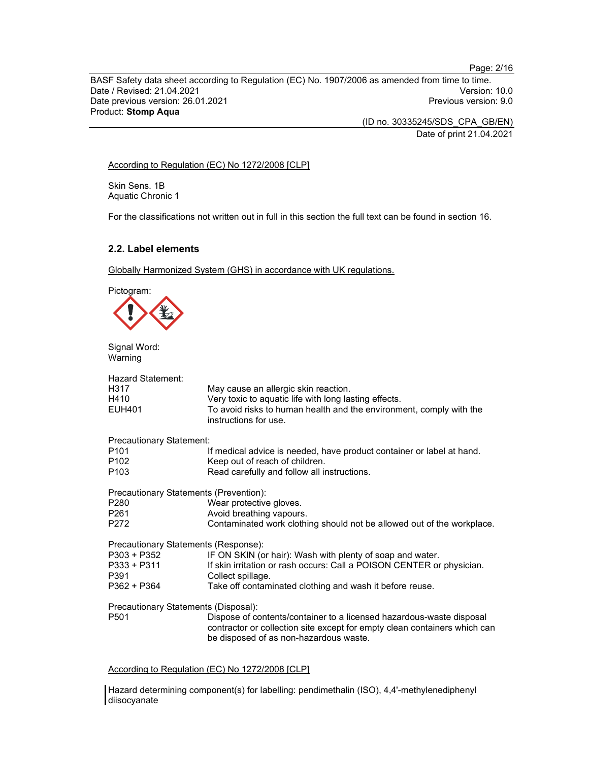According to Regulation (EC) No 1272/2008 [CLP]

Skin Sens. 1B
Aquatic Chronic 1

For the classifications not written out in full in this section the full text can be found in section 16.

### 2.2. Label elements

Globally Harmonized System (GHS) in accordance with UK regulations.

Pictogram:

Signal Word:
Warning

Hazard Statement:

| | |
|---|---|
| H317 | May cause an allergic skin reaction. |
| H410 | Very toxic to aquatic life with long lasting effects. |
| EUH401 | To avoid risks to human health and the environment, comply with the instructions for use. |

Precautionary Statement:

| | |
|---|---|
| P101 | If medical advice is needed, have product container or label at hand. |
| P102 | Keep out of reach of children. |
| P103 | Read carefully and follow all instructions. |

Precautionary Statements (Prevention):

| | |
|---|---|
| P280 | Wear protective gloves. |
| P261 | Avoid breathing vapours. |
| P272 | Contaminated work clothing should not be allowed out of the workplace. |

Precautionary Statements (Response):

| | |
|---|---|
| P303 + P352 | IF ON SKIN (or hair): Wash with plenty of soap and water. |
| P333 + P311 | If skin irritation or rash occurs: Call a POISON CENTER or physician. |
| P391 | Collect spillage. |
| P362 + P364 | Take off contaminated clothing and wash it before reuse. |

Precautionary Statements (Disposal):

| | |
|---|---|
| P501 | Dispose of contents/container to a licensed hazardous-waste disposal contractor or collection site except for empty clean containers which can be disposed of as non-hazardous waste. |

According to Regulation (EC) No 1272/2008 [CLP]

Hazard determining component(s) for labelling: pendimethalin (ISO), 4,4'-methylenediphenyl diisocyanate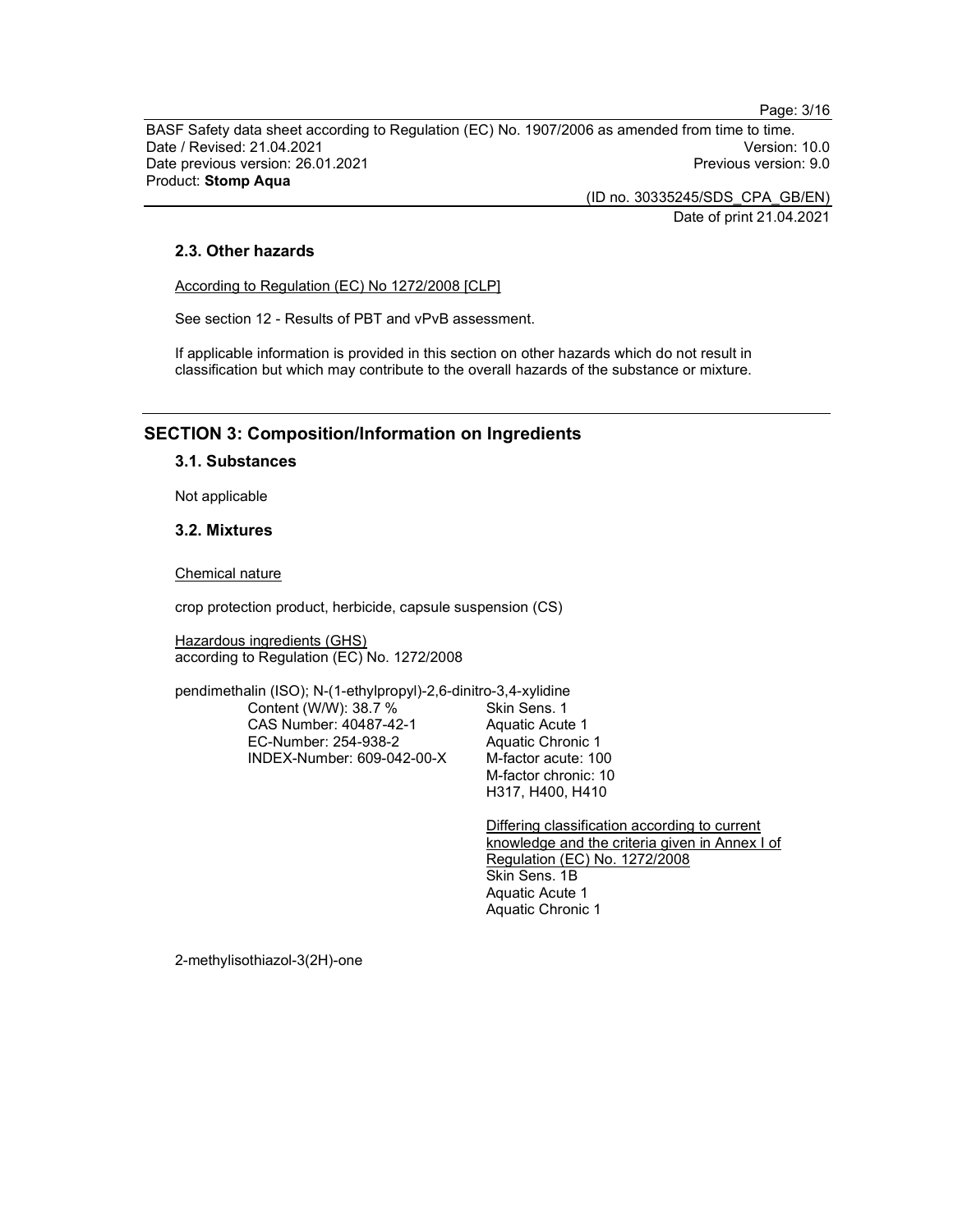### 2.3. Other hazards

According to Regulation (EC) No 1272/2008 [CLP]

See section 12 - Results of PBT and vPvB assessment.

If applicable information is provided in this section on other hazards which do not result in classification but which may contribute to the overall hazards of the substance or mixture.

## SECTION 3: Composition/Information on Ingredients

### 3.1. Substances

Not applicable

### 3.2. Mixtures

Chemical nature

crop protection product, herbicide, capsule suspension (CS)

Hazardous ingredients (GHS)
according to Regulation (EC) No. 1272/2008

pendimethalin (ISO); N-(1-ethylpropyl)-2,6-dinitro-3,4-xylidine

| | |
|---|---|
| Content (W/W): 38.7 % | Skin Sens. 1 |
| CAS Number: 40487-42-1 | Aquatic Acute 1 |
| EC-Number: 254-938-2 | Aquatic Chronic 1 |
| INDEX-Number: 609-042-00-X | M-factor acute: 100 |
| | M-factor chronic: 10 |
| | H317, H400, H410 |
| | |
| | Differing classification according to current knowledge and the criteria given in Annex I of Regulation (EC) No. 1272/2008 |
| | Skin Sens. 1B |
| | Aquatic Acute 1 |
| | Aquatic Chronic 1 |

2-methylisothiazol-3(2H)-one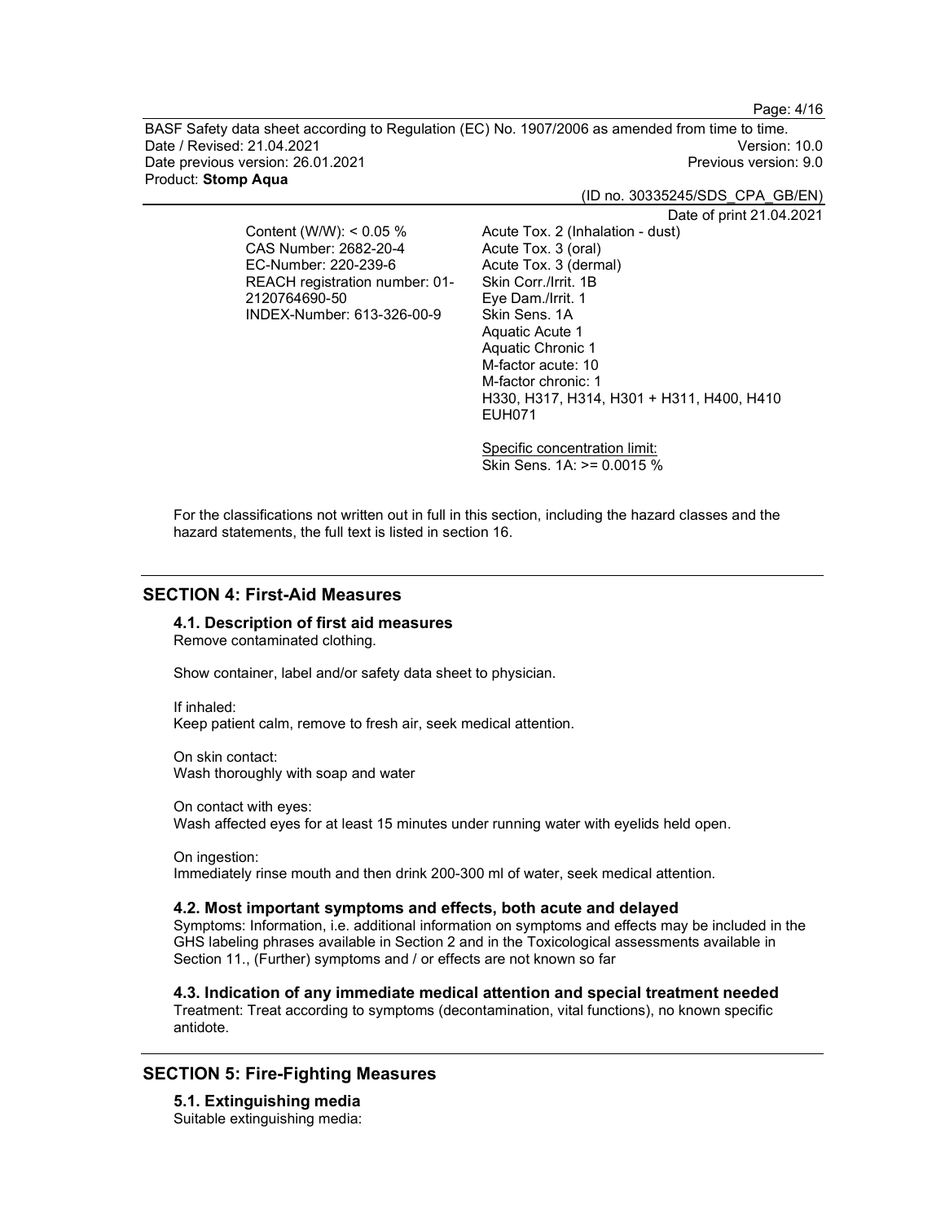| Content (W/W): < 0.05 %<br>CAS Number: 2682-20-4<br>EC-Number: 220-239-6<br>REACH registration number: 01-2120764690-50<br>INDEX-Number: 613-326-00-9 | Acute Tox. 2 (Inhalation - dust)<br>Acute Tox. 3 (oral)<br>Acute Tox. 3 (dermal)<br>Skin Corr./Irrit. 1B<br>Eye Dam./Irrit. 1<br>Skin Sens. 1A<br>Aquatic Acute 1<br>Aquatic Chronic 1<br>M-factor acute: 10<br>M-factor chronic: 1<br>H330, H317, H314, H301 + H311, H400, H410<br>EUH071<br><br>Specific concentration limit:<br>Skin Sens. 1A: >= 0.0015 % |
|---|---|

For the classifications not written out in full in this section, including the hazard classes and the hazard statements, the full text is listed in section 16.

## SECTION 4: First-Aid Measures

### 4.1. Description of first aid measures

Remove contaminated clothing.

Show container, label and/or safety data sheet to physician.

If inhaled:
Keep patient calm, remove to fresh air, seek medical attention.

On skin contact:
Wash thoroughly with soap and water

On contact with eyes:
Wash affected eyes for at least 15 minutes under running water with eyelids held open.

On ingestion:
Immediately rinse mouth and then drink 200-300 ml of water, seek medical attention.

### 4.2. Most important symptoms and effects, both acute and delayed

Symptoms: Information, i.e. additional information on symptoms and effects may be included in the GHS labeling phrases available in Section 2 and in the Toxicological assessments available in Section 11., (Further) symptoms and / or effects are not known so far

### 4.3. Indication of any immediate medical attention and special treatment needed

Treatment: Treat according to symptoms (decontamination, vital functions), no known specific antidote.

## SECTION 5: Fire-Fighting Measures

### 5.1. Extinguishing media

Suitable extinguishing media: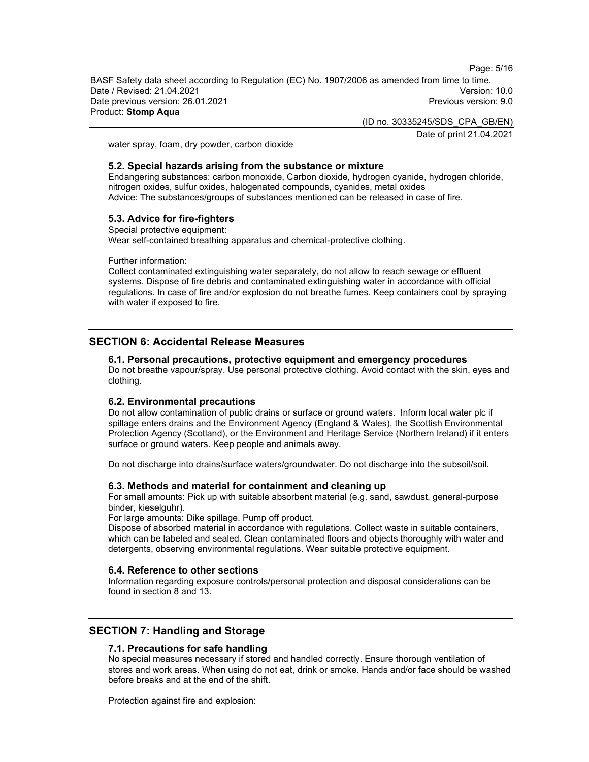water spray, foam, dry powder, carbon dioxide

### 5.2. Special hazards arising from the substance or mixture

Endangering substances: carbon monoxide, Carbon dioxide, hydrogen cyanide, hydrogen chloride, nitrogen oxides, sulfur oxides, halogenated compounds, cyanides, metal oxides
Advice: The substances/groups of substances mentioned can be released in case of fire.

### 5.3. Advice for fire-fighters

Special protective equipment:
Wear self-contained breathing apparatus and chemical-protective clothing.

Further information:
Collect contaminated extinguishing water separately, do not allow to reach sewage or effluent systems. Dispose of fire debris and contaminated extinguishing water in accordance with official regulations. In case of fire and/or explosion do not breathe fumes. Keep containers cool by spraying with water if exposed to fire.

## SECTION 6: Accidental Release Measures

### 6.1. Personal precautions, protective equipment and emergency procedures

Do not breathe vapour/spray. Use personal protective clothing. Avoid contact with the skin, eyes and clothing.

### 6.2. Environmental precautions

Do not allow contamination of public drains or surface or ground waters. Inform local water plc if spillage enters drains and the Environment Agency (England & Wales), the Scottish Environmental Protection Agency (Scotland), or the Environment and Heritage Service (Northern Ireland) if it enters surface or ground waters. Keep people and animals away.

Do not discharge into drains/surface waters/groundwater. Do not discharge into the subsoil/soil.

### 6.3. Methods and material for containment and cleaning up

For small amounts: Pick up with suitable absorbent material (e.g. sand, sawdust, general-purpose binder, kieselguhr).
For large amounts: Dike spillage. Pump off product.
Dispose of absorbed material in accordance with regulations. Collect waste in suitable containers, which can be labeled and sealed. Clean contaminated floors and objects thoroughly with water and detergents, observing environmental regulations. Wear suitable protective equipment.

### 6.4. Reference to other sections

Information regarding exposure controls/personal protection and disposal considerations can be found in section 8 and 13.

## SECTION 7: Handling and Storage

### 7.1. Precautions for safe handling

No special measures necessary if stored and handled correctly. Ensure thorough ventilation of stores and work areas. When using do not eat, drink or smoke. Hands and/or face should be washed before breaks and at the end of the shift.

Protection against fire and explosion: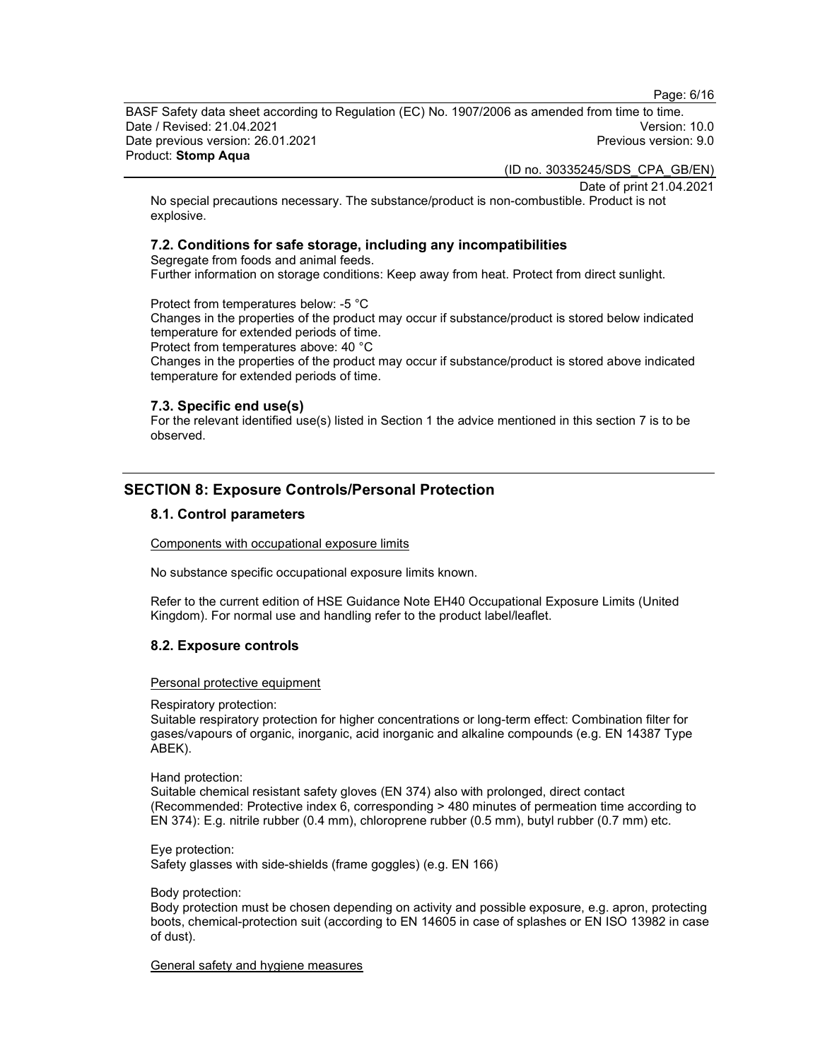No special precautions necessary. The substance/product is non-combustible. Product is not explosive.

### 7.2. Conditions for safe storage, including any incompatibilities

Segregate from foods and animal feeds.
Further information on storage conditions: Keep away from heat. Protect from direct sunlight.

Protect from temperatures below: -5 °C
Changes in the properties of the product may occur if substance/product is stored below indicated temperature for extended periods of time.
Protect from temperatures above: 40 °C
Changes in the properties of the product may occur if substance/product is stored above indicated temperature for extended periods of time.

### 7.3. Specific end use(s)

For the relevant identified use(s) listed in Section 1 the advice mentioned in this section 7 is to be observed.

## SECTION 8: Exposure Controls/Personal Protection

### 8.1. Control parameters

Components with occupational exposure limits

No substance specific occupational exposure limits known.

Refer to the current edition of HSE Guidance Note EH40 Occupational Exposure Limits (United Kingdom). For normal use and handling refer to the product label/leaflet.

### 8.2. Exposure controls

Personal protective equipment

Respiratory protection:
Suitable respiratory protection for higher concentrations or long-term effect: Combination filter for gases/vapours of organic, inorganic, acid inorganic and alkaline compounds (e.g. EN 14387 Type ABEK).

Hand protection:
Suitable chemical resistant safety gloves (EN 374) also with prolonged, direct contact (Recommended: Protective index 6, corresponding > 480 minutes of permeation time according to EN 374): E.g. nitrile rubber (0.4 mm), chloroprene rubber (0.5 mm), butyl rubber (0.7 mm) etc.

Eye protection:
Safety glasses with side-shields (frame goggles) (e.g. EN 166)

Body protection:
Body protection must be chosen depending on activity and possible exposure, e.g. apron, protecting boots, chemical-protection suit (according to EN 14605 in case of splashes or EN ISO 13982 in case of dust).

General safety and hygiene measures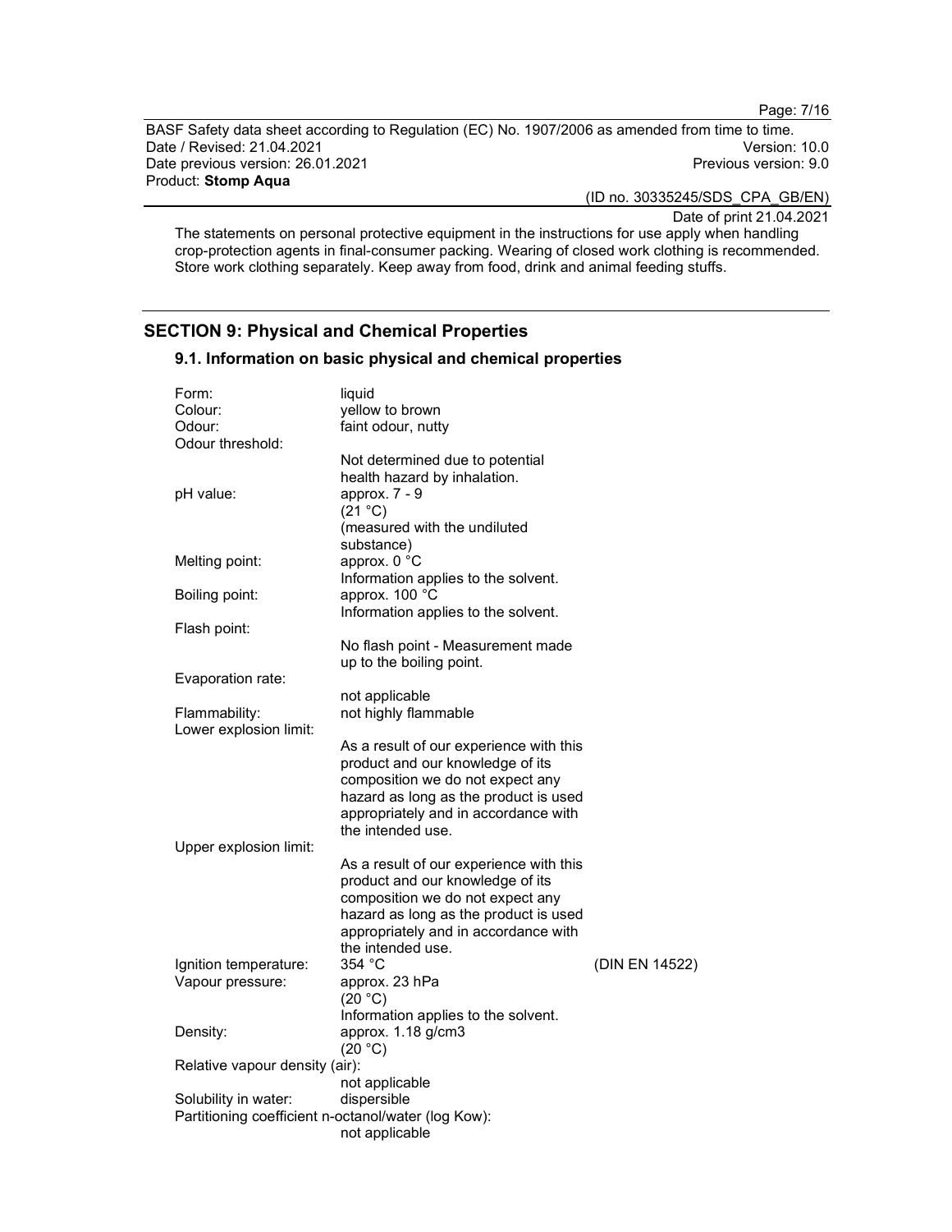The statements on personal protective equipment in the instructions for use apply when handling crop-protection agents in final-consumer packing. Wearing of closed work clothing is recommended. Store work clothing separately. Keep away from food, drink and animal feeding stuffs.

## SECTION 9: Physical and Chemical Properties

### 9.1. Information on basic physical and chemical properties

| Property | Value | Method |
|---|---|---|
| Form: | liquid | |
| Colour: | yellow to brown | |
| Odour: | faint odour, nutty | |
| Odour threshold: | Not determined due to potential health hazard by inhalation. | |
| pH value: | approx. 7 - 9 (21 °C) (measured with the undiluted substance) | |
| Melting point: | approx. 0 °C Information applies to the solvent. | |
| Boiling point: | approx. 100 °C Information applies to the solvent. | |
| Flash point: | No flash point - Measurement made up to the boiling point. | |
| Evaporation rate: | not applicable | |
| Flammability: | not highly flammable | |
| Lower explosion limit: | As a result of our experience with this product and our knowledge of its composition we do not expect any hazard as long as the product is used appropriately and in accordance with the intended use. | |
| Upper explosion limit: | As a result of our experience with this product and our knowledge of its composition we do not expect any hazard as long as the product is used appropriately and in accordance with the intended use. | |
| Ignition temperature: | 354 °C | (DIN EN 14522) |
| Vapour pressure: | approx. 23 hPa (20 °C) Information applies to the solvent. | |
| Density: | approx. 1.18 g/cm3 (20 °C) | |
| Relative vapour density (air): | not applicable | |
| Solubility in water: | dispersible | |
| Partitioning coefficient n-octanol/water (log Kow): | not applicable | |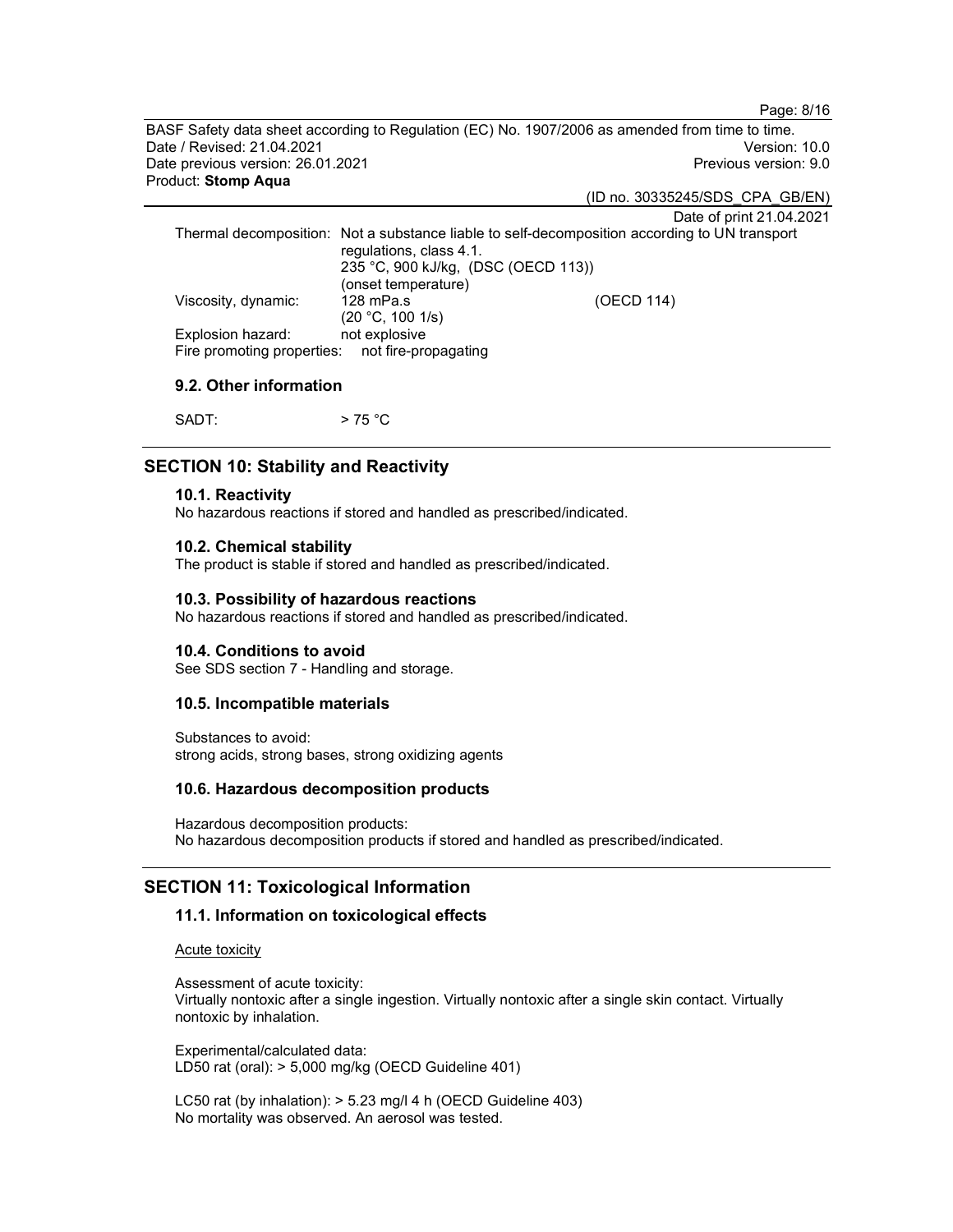| | | |
|---|---|---|
| Thermal decomposition: | Not a substance liable to self-decomposition according to UN transport regulations, class 4.1.<br>235 °C, 900 kJ/kg, (DSC (OECD 113))<br>(onset temperature) | |
| Viscosity, dynamic: | 128 mPa.s<br>(20 °C, 100 1/s) | (OECD 114) |
| Explosion hazard: | not explosive | |
| Fire promoting properties: | not fire-propagating | |

### 9.2. Other information

SADT: > 75 °C

## SECTION 10: Stability and Reactivity

### 10.1. Reactivity

No hazardous reactions if stored and handled as prescribed/indicated.

### 10.2. Chemical stability

The product is stable if stored and handled as prescribed/indicated.

### 10.3. Possibility of hazardous reactions

No hazardous reactions if stored and handled as prescribed/indicated.

### 10.4. Conditions to avoid

See SDS section 7 - Handling and storage.

### 10.5. Incompatible materials

Substances to avoid:
strong acids, strong bases, strong oxidizing agents

### 10.6. Hazardous decomposition products

Hazardous decomposition products:
No hazardous decomposition products if stored and handled as prescribed/indicated.

## SECTION 11: Toxicological Information

### 11.1. Information on toxicological effects

Acute toxicity

Assessment of acute toxicity:
Virtually nontoxic after a single ingestion. Virtually nontoxic after a single skin contact. Virtually nontoxic by inhalation.

Experimental/calculated data:
LD50 rat (oral): > 5,000 mg/kg (OECD Guideline 401)

LC50 rat (by inhalation): > 5.23 mg/l 4 h (OECD Guideline 403)
No mortality was observed. An aerosol was tested.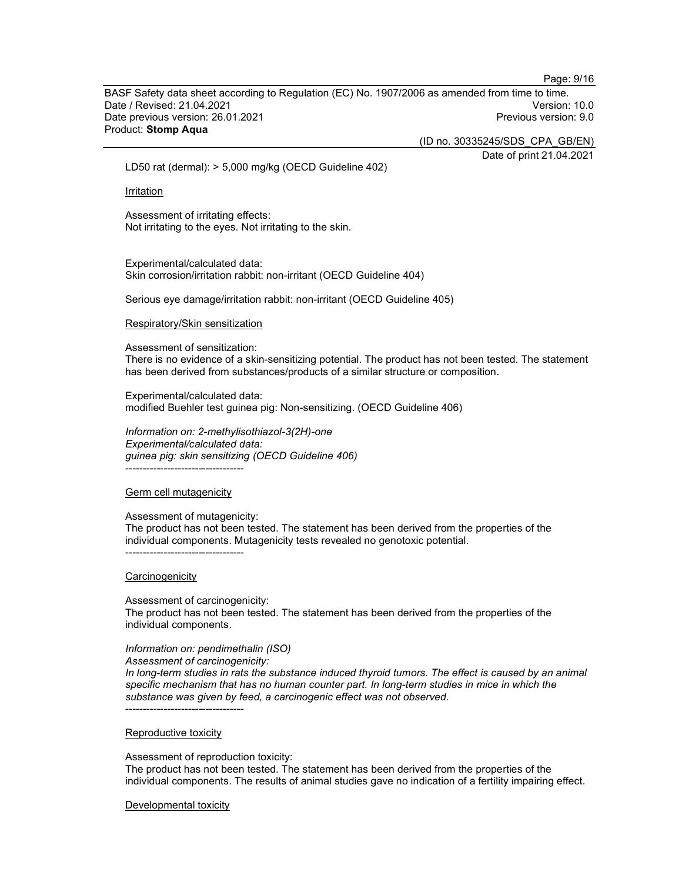LD50 rat (dermal): > 5,000 mg/kg (OECD Guideline 402)

Irritation

Assessment of irritating effects:
Not irritating to the eyes. Not irritating to the skin.

Experimental/calculated data:
Skin corrosion/irritation rabbit: non-irritant (OECD Guideline 404)

Serious eye damage/irritation rabbit: non-irritant (OECD Guideline 405)

Respiratory/Skin sensitization

Assessment of sensitization:
There is no evidence of a skin-sensitizing potential. The product has not been tested. The statement has been derived from substances/products of a similar structure or composition.

Experimental/calculated data:
modified Buehler test guinea pig: Non-sensitizing. (OECD Guideline 406)

*Information on: 2-methylisothiazol-3(2H)-one*
*Experimental/calculated data:*
*guinea pig: skin sensitizing (OECD Guideline 406)*
----------------------------------

Germ cell mutagenicity

Assessment of mutagenicity:
The product has not been tested. The statement has been derived from the properties of the individual components. Mutagenicity tests revealed no genotoxic potential.
----------------------------------

Carcinogenicity

Assessment of carcinogenicity:
The product has not been tested. The statement has been derived from the properties of the individual components.

*Information on: pendimethalin (ISO)*
*Assessment of carcinogenicity:*
*In long-term studies in rats the substance induced thyroid tumors. The effect is caused by an animal specific mechanism that has no human counter part. In long-term studies in mice in which the substance was given by feed, a carcinogenic effect was not observed.*
----------------------------------

Reproductive toxicity

Assessment of reproduction toxicity:
The product has not been tested. The statement has been derived from the properties of the individual components. The results of animal studies gave no indication of a fertility impairing effect.

Developmental toxicity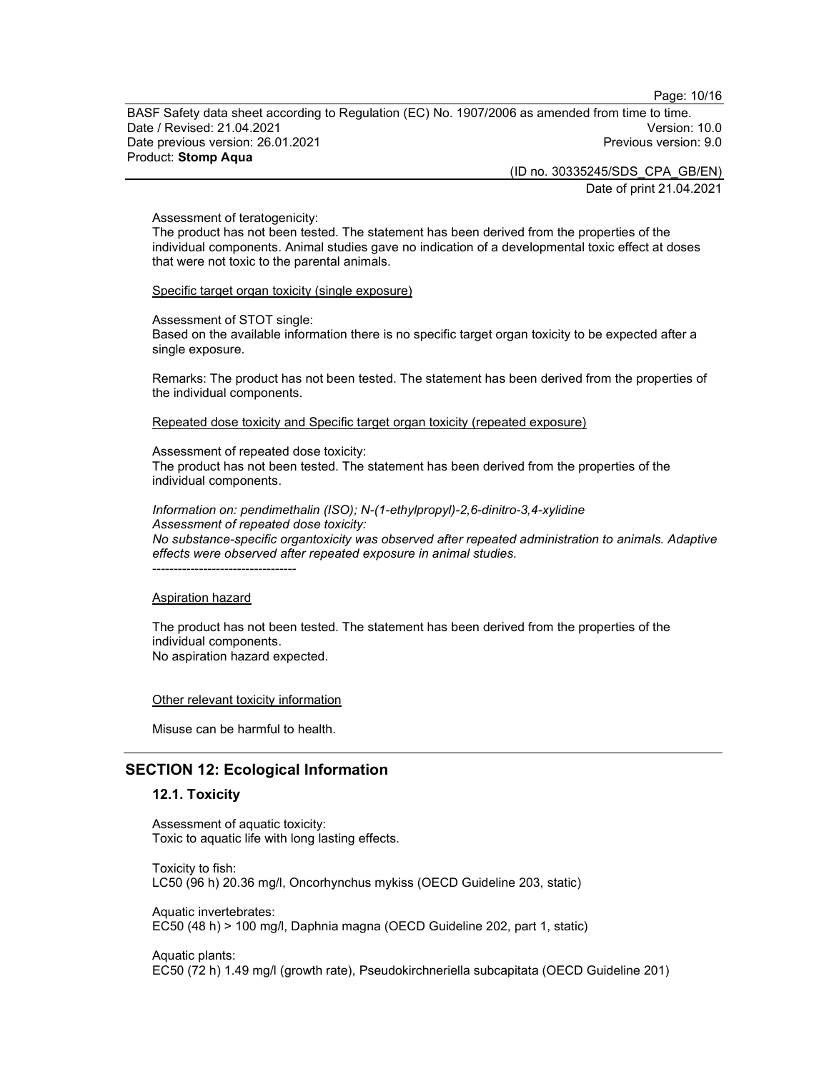Assessment of teratogenicity:
The product has not been tested. The statement has been derived from the properties of the individual components. Animal studies gave no indication of a developmental toxic effect at doses that were not toxic to the parental animals.

Specific target organ toxicity (single exposure)

Assessment of STOT single:
Based on the available information there is no specific target organ toxicity to be expected after a single exposure.

Remarks: The product has not been tested. The statement has been derived from the properties of the individual components.

Repeated dose toxicity and Specific target organ toxicity (repeated exposure)

Assessment of repeated dose toxicity:
The product has not been tested. The statement has been derived from the properties of the individual components.

*Information on: pendimethalin (ISO); N-(1-ethylpropyl)-2,6-dinitro-3,4-xylidine*
*Assessment of repeated dose toxicity:*
*No substance-specific organtoxicity was observed after repeated administration to animals. Adaptive effects were observed after repeated exposure in animal studies.*
----------------------------------

Aspiration hazard

The product has not been tested. The statement has been derived from the properties of the individual components.
No aspiration hazard expected.

Other relevant toxicity information

Misuse can be harmful to health.

## SECTION 12: Ecological Information

### 12.1. Toxicity

Assessment of aquatic toxicity:
Toxic to aquatic life with long lasting effects.

Toxicity to fish:
LC50 (96 h) 20.36 mg/l, Oncorhynchus mykiss (OECD Guideline 203, static)

Aquatic invertebrates:
EC50 (48 h) > 100 mg/l, Daphnia magna (OECD Guideline 202, part 1, static)

Aquatic plants:
EC50 (72 h) 1.49 mg/l (growth rate), Pseudokirchneriella subcapitata (OECD Guideline 201)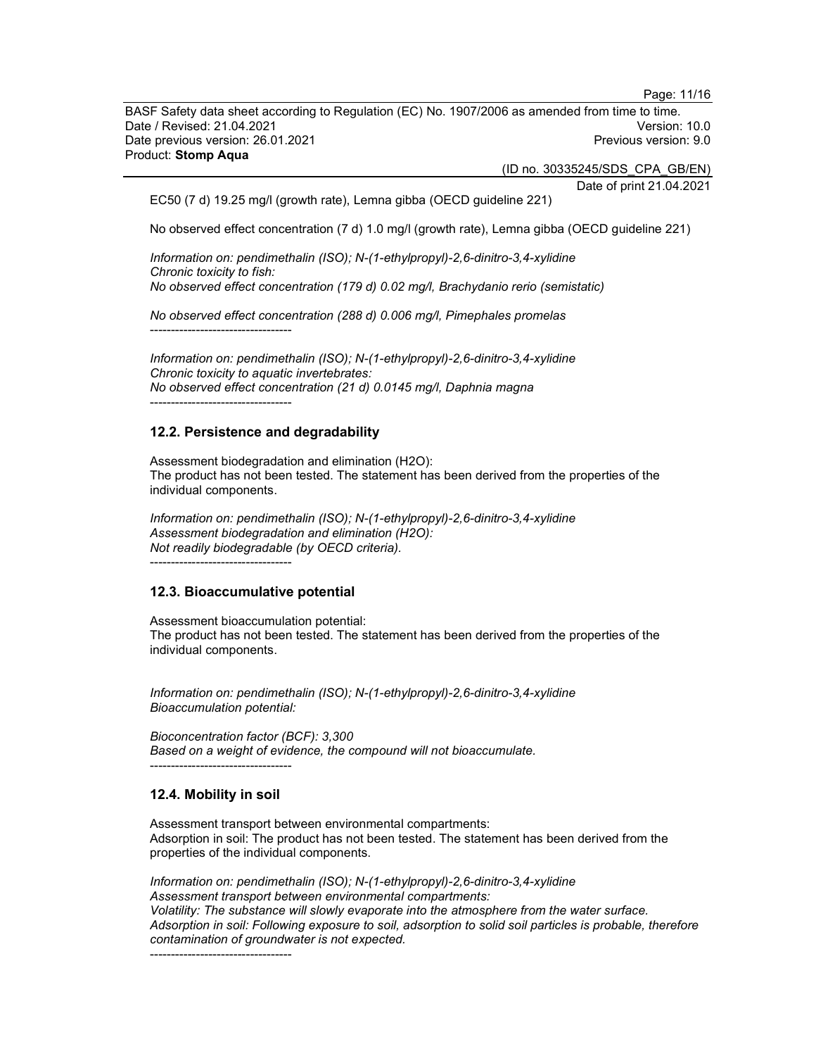EC50 (7 d) 19.25 mg/l (growth rate), Lemna gibba (OECD guideline 221)

No observed effect concentration (7 d) 1.0 mg/l (growth rate), Lemna gibba (OECD guideline 221)

*Information on: pendimethalin (ISO); N-(1-ethylpropyl)-2,6-dinitro-3,4-xylidine*
*Chronic toxicity to fish:*
*No observed effect concentration (179 d) 0.02 mg/l, Brachydanio rerio (semistatic)*

*No observed effect concentration (288 d) 0.006 mg/l, Pimephales promelas*
----------------------------------

*Information on: pendimethalin (ISO); N-(1-ethylpropyl)-2,6-dinitro-3,4-xylidine*
*Chronic toxicity to aquatic invertebrates:*
*No observed effect concentration (21 d) 0.0145 mg/l, Daphnia magna*
----------------------------------

## 12.2. Persistence and degradability

Assessment biodegradation and elimination ($H_2O$):
The product has not been tested. The statement has been derived from the properties of the individual components.

*Information on: pendimethalin (ISO); N-(1-ethylpropyl)-2,6-dinitro-3,4-xylidine*
*Assessment biodegradation and elimination ($H_2O$):*
*Not readily biodegradable (by OECD criteria).*
----------------------------------

## 12.3. Bioaccumulative potential

Assessment bioaccumulation potential:
The product has not been tested. The statement has been derived from the properties of the individual components.

*Information on: pendimethalin (ISO); N-(1-ethylpropyl)-2,6-dinitro-3,4-xylidine*
*Bioaccumulation potential:*

*Bioconcentration factor (BCF): 3,300*
*Based on a weight of evidence, the compound will not bioaccumulate.*
----------------------------------

## 12.4. Mobility in soil

Assessment transport between environmental compartments:
Adsorption in soil: The product has not been tested. The statement has been derived from the properties of the individual components.

*Information on: pendimethalin (ISO); N-(1-ethylpropyl)-2,6-dinitro-3,4-xylidine*
*Assessment transport between environmental compartments:*
*Volatility: The substance will slowly evaporate into the atmosphere from the water surface.*
*Adsorption in soil: Following exposure to soil, adsorption to solid soil particles is probable, therefore contamination of groundwater is not expected.*
----------------------------------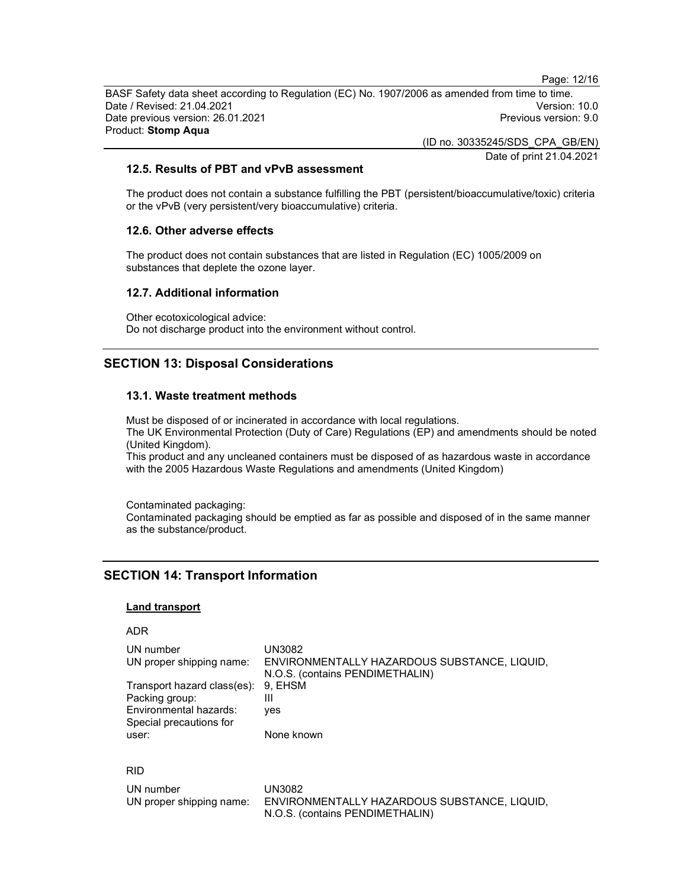### 12.5. Results of PBT and vPvB assessment

The product does not contain a substance fulfilling the PBT (persistent/bioaccumulative/toxic) criteria or the vPvB (very persistent/very bioaccumulative) criteria.

### 12.6. Other adverse effects

The product does not contain substances that are listed in Regulation (EC) 1005/2009 on substances that deplete the ozone layer.

### 12.7. Additional information

Other ecotoxicological advice:
Do not discharge product into the environment without control.

## SECTION 13: Disposal Considerations

### 13.1. Waste treatment methods

Must be disposed of or incinerated in accordance with local regulations.
The UK Environmental Protection (Duty of Care) Regulations (EP) and amendments should be noted (United Kingdom).
This product and any uncleaned containers must be disposed of as hazardous waste in accordance with the 2005 Hazardous Waste Regulations and amendments (United Kingdom)

Contaminated packaging:
Contaminated packaging should be emptied as far as possible and disposed of in the same manner as the substance/product.

## SECTION 14: Transport Information

**Land transport**

ADR

| | |
|---|---|
| UN number | UN3082 |
| UN proper shipping name: | ENVIRONMENTALLY HAZARDOUS SUBSTANCE, LIQUID, N.O.S. (contains PENDIMETHALIN) |
| Transport hazard class(es): | 9, EHSM |
| Packing group: | III |
| Environmental hazards: | yes |
| Special precautions for user: | None known |

RID

| | |
|---|---|
| UN number | UN3082 |
| UN proper shipping name: | ENVIRONMENTALLY HAZARDOUS SUBSTANCE, LIQUID, N.O.S. (contains PENDIMETHALIN) |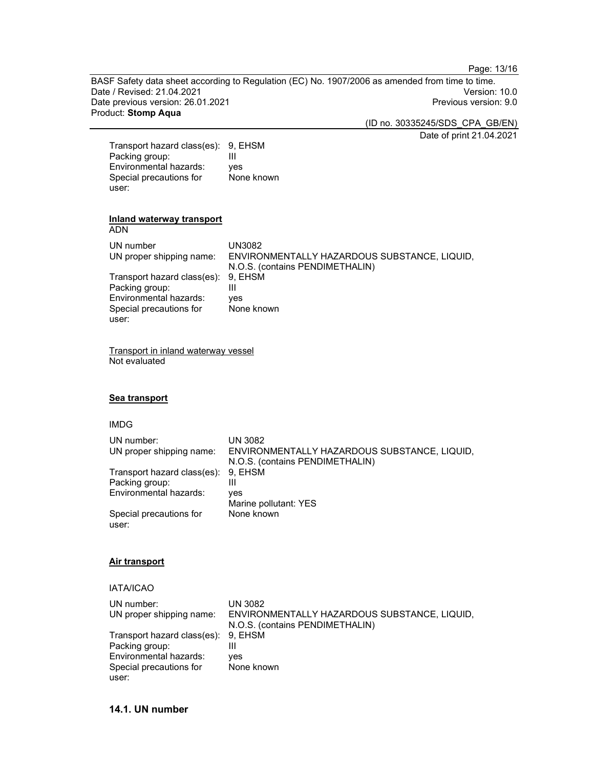Transport hazard class(es): 9, EHSM
Packing group: III
Environmental hazards: yes
Special precautions for user: None known

**Inland waterway transport**

ADN

| | |
|---|---|
| UN number | UN3082 |
| UN proper shipping name: | ENVIRONMENTALLY HAZARDOUS SUBSTANCE, LIQUID, N.O.S. (contains PENDIMETHALIN) |
| Transport hazard class(es): | 9, EHSM |
| Packing group: | III |
| Environmental hazards: | yes |
| Special precautions for user: | None known |

Transport in inland waterway vessel
Not evaluated

**Sea transport**

IMDG

| | |
|---|---|
| UN number: | UN 3082 |
| UN proper shipping name: | ENVIRONMENTALLY HAZARDOUS SUBSTANCE, LIQUID, N.O.S. (contains PENDIMETHALIN) |
| Transport hazard class(es): | 9, EHSM |
| Packing group: | III |
| Environmental hazards: | yes<br>Marine pollutant: YES |
| Special precautions for user: | None known |

**Air transport**

IATA/ICAO

| | |
|---|---|
| UN number: | UN 3082 |
| UN proper shipping name: | ENVIRONMENTALLY HAZARDOUS SUBSTANCE, LIQUID, N.O.S. (contains PENDIMETHALIN) |
| Transport hazard class(es): | 9, EHSM |
| Packing group: | III |
| Environmental hazards: | yes |
| Special precautions for user: | None known |

## 14.1. UN number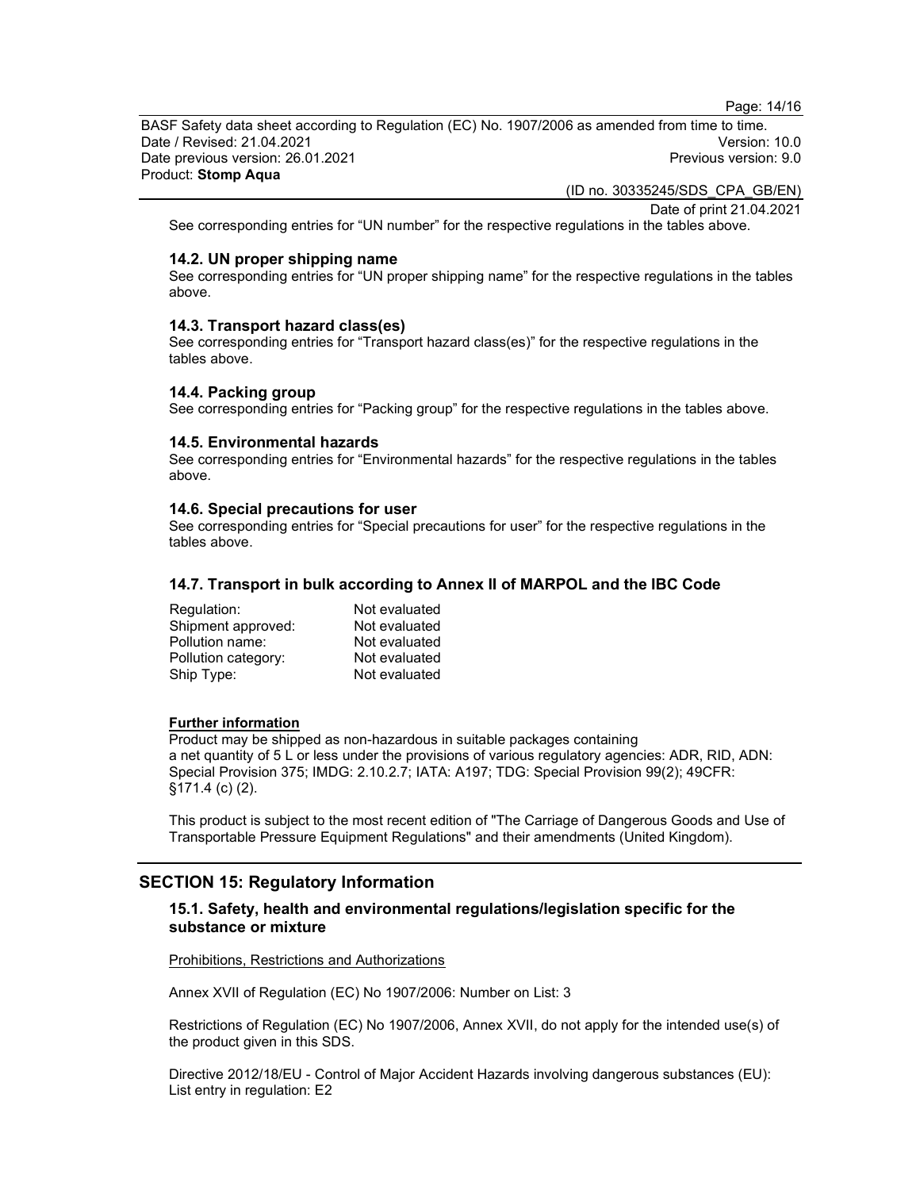See corresponding entries for “UN number” for the respective regulations in the tables above.

### 14.2. UN proper shipping name

See corresponding entries for “UN proper shipping name” for the respective regulations in the tables above.

### 14.3. Transport hazard class(es)

See corresponding entries for “Transport hazard class(es)” for the respective regulations in the tables above.

### 14.4. Packing group

See corresponding entries for “Packing group” for the respective regulations in the tables above.

### 14.5. Environmental hazards

See corresponding entries for “Environmental hazards” for the respective regulations in the tables above.

### 14.6. Special precautions for user

See corresponding entries for “Special precautions for user” for the respective regulations in the tables above.

### 14.7. Transport in bulk according to Annex II of MARPOL and the IBC Code

| | |
|---|---|
| Regulation: | Not evaluated |
| Shipment approved: | Not evaluated |
| Pollution name: | Not evaluated |
| Pollution category: | Not evaluated |
| Ship Type: | Not evaluated |

**Further information**

Product may be shipped as non-hazardous in suitable packages containing a net quantity of 5 L or less under the provisions of various regulatory agencies: ADR, RID, ADN: Special Provision 375; IMDG: 2.10.2.7; IATA: A197; TDG: Special Provision 99(2); 49CFR: §171.4 (c) (2).

This product is subject to the most recent edition of "The Carriage of Dangerous Goods and Use of Transportable Pressure Equipment Regulations" and their amendments (United Kingdom).

## SECTION 15: Regulatory Information

### 15.1. Safety, health and environmental regulations/legislation specific for the substance or mixture

Prohibitions, Restrictions and Authorizations

Annex XVII of Regulation (EC) No 1907/2006: Number on List: 3

Restrictions of Regulation (EC) No 1907/2006, Annex XVII, do not apply for the intended use(s) of the product given in this SDS.

Directive 2012/18/EU - Control of Major Accident Hazards involving dangerous substances (EU): List entry in regulation: E2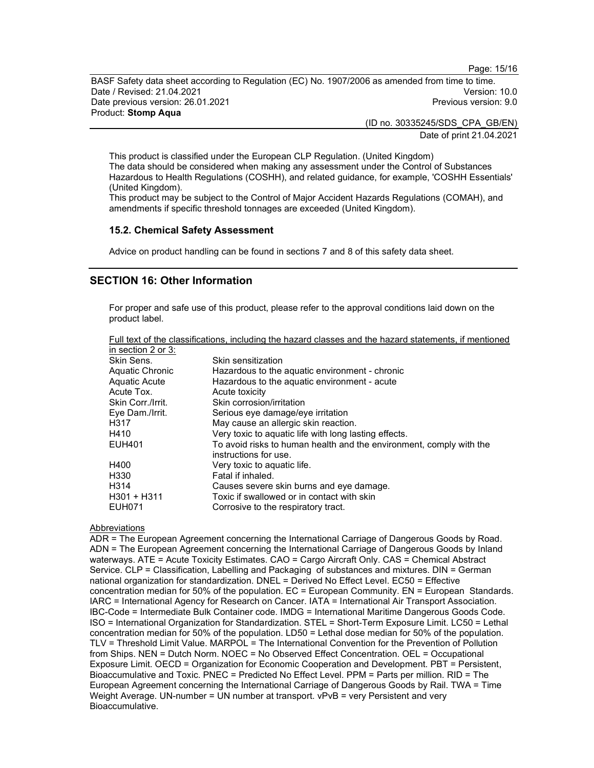This product is classified under the European CLP Regulation. (United Kingdom)
The data should be considered when making any assessment under the Control of Substances Hazardous to Health Regulations (COSHH), and related guidance, for example, 'COSHH Essentials' (United Kingdom).
This product may be subject to the Control of Major Accident Hazards Regulations (COMAH), and amendments if specific threshold tonnages are exceeded (United Kingdom).

### 15.2. Chemical Safety Assessment

Advice on product handling can be found in sections 7 and 8 of this safety data sheet.

## SECTION 16: Other Information

For proper and safe use of this product, please refer to the approval conditions laid down on the product label.

Full text of the classifications, including the hazard classes and the hazard statements, if mentioned in section 2 or 3:

| | |
|---|---|
| Skin Sens. | Skin sensitization |
| Aquatic Chronic | Hazardous to the aquatic environment - chronic |
| Aquatic Acute | Hazardous to the aquatic environment - acute |
| Acute Tox. | Acute toxicity |
| Skin Corr./Irrit. | Skin corrosion/irritation |
| Eye Dam./Irrit. | Serious eye damage/eye irritation |
| H317 | May cause an allergic skin reaction. |
| H410 | Very toxic to aquatic life with long lasting effects. |
| EUH401 | To avoid risks to human health and the environment, comply with the instructions for use. |
| H400 | Very toxic to aquatic life. |
| H330 | Fatal if inhaled. |
| H314 | Causes severe skin burns and eye damage. |
| H301 + H311 | Toxic if swallowed or in contact with skin |
| EUH071 | Corrosive to the respiratory tract. |

Abbreviations

ADR = The European Agreement concerning the International Carriage of Dangerous Goods by Road. ADN = The European Agreement concerning the International Carriage of Dangerous Goods by Inland waterways. ATE = Acute Toxicity Estimates. CAO = Cargo Aircraft Only. CAS = Chemical Abstract Service. CLP = Classification, Labelling and Packaging of substances and mixtures. DIN = German national organization for standardization. DNEL = Derived No Effect Level. EC50 = Effective concentration median for 50% of the population. EC = European Community. EN = European Standards. IARC = International Agency for Research on Cancer. IATA = International Air Transport Association. IBC-Code = Intermediate Bulk Container code. IMDG = International Maritime Dangerous Goods Code. ISO = International Organization for Standardization. STEL = Short-Term Exposure Limit. LC50 = Lethal concentration median for 50% of the population. LD50 = Lethal dose median for 50% of the population. TLV = Threshold Limit Value. MARPOL = The International Convention for the Prevention of Pollution from Ships. NEN = Dutch Norm. NOEC = No Observed Effect Concentration. OEL = Occupational Exposure Limit. OECD = Organization for Economic Cooperation and Development. PBT = Persistent, Bioaccumulative and Toxic. PNEC = Predicted No Effect Level. PPM = Parts per million. RID = The European Agreement concerning the International Carriage of Dangerous Goods by Rail. TWA = Time Weight Average. UN-number = UN number at transport. vPvB = very Persistent and very Bioaccumulative.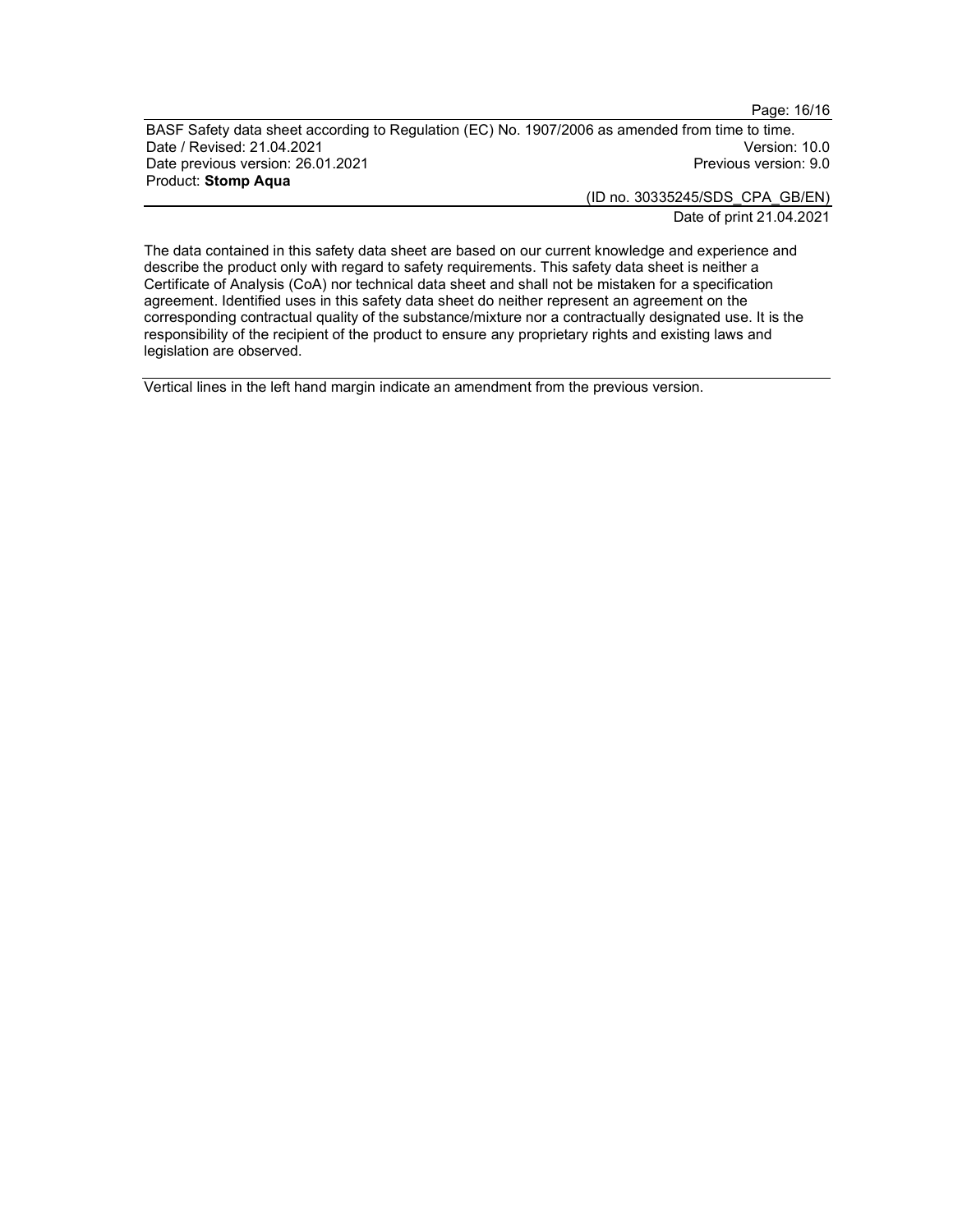The data contained in this safety data sheet are based on our current knowledge and experience and describe the product only with regard to safety requirements. This safety data sheet is neither a Certificate of Analysis (CoA) nor technical data sheet and shall not be mistaken for a specification agreement. Identified uses in this safety data sheet do neither represent an agreement on the corresponding contractual quality of the substance/mixture nor a contractually designated use. It is the responsibility of the recipient of the product to ensure any proprietary rights and existing laws and legislation are observed.

---

Vertical lines in the left hand margin indicate an amendment from the previous version.